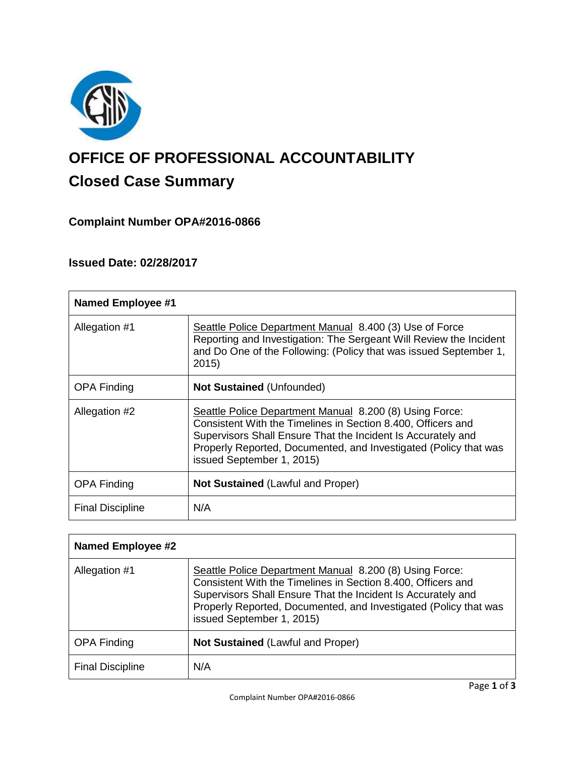# OFFICE OF PROFESSIONAL ACCOUNTABILITY

## Closed Case Summary

### Complaint Number OPA#2016-0866

### Issued Date: 02/28/2017

| **Named Employee #1** | |
|---|---|
| Allegation #1 | Seattle Police Department Manual 8.400 (3) Use of Force Reporting and Investigation: The Sergeant Will Review the Incident and Do One of the Following: (Policy that was issued September 1, 2015) |
| OPA Finding | **Not Sustained** (Unfounded) |
| Allegation #2 | Seattle Police Department Manual 8.200 (8) Using Force: Consistent With the Timelines in Section 8.400, Officers and Supervisors Shall Ensure That the Incident Is Accurately and Properly Reported, Documented, and Investigated (Policy that was issued September 1, 2015) |
| OPA Finding | **Not Sustained** (Lawful and Proper) |
| Final Discipline | N/A |

| **Named Employee #2** | |
|---|---|
| Allegation #1 | Seattle Police Department Manual 8.200 (8) Using Force: Consistent With the Timelines in Section 8.400, Officers and Supervisors Shall Ensure That the Incident Is Accurately and Properly Reported, Documented, and Investigated (Policy that was issued September 1, 2015) |
| OPA Finding | **Not Sustained** (Lawful and Proper) |
| Final Discipline | N/A |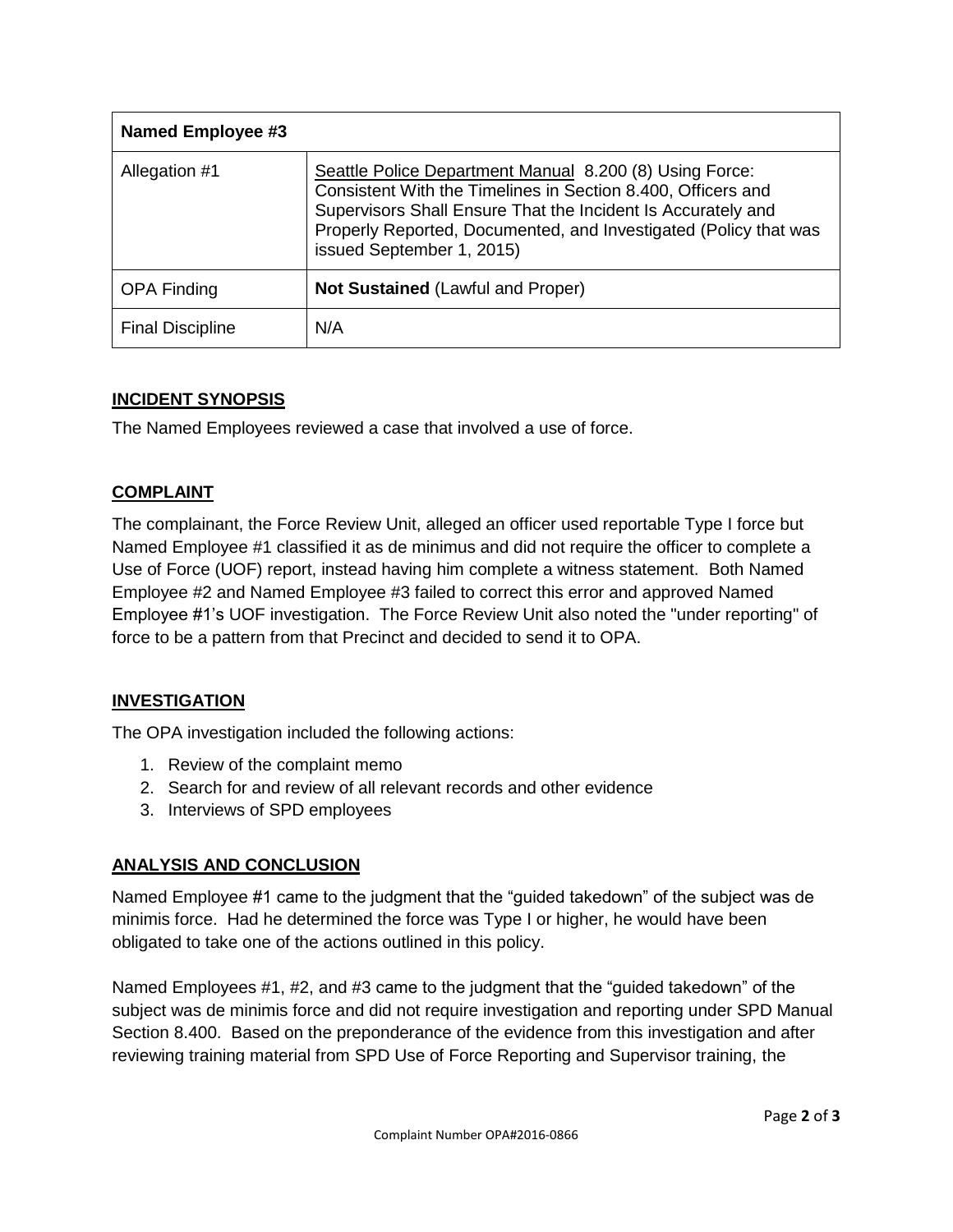| Named Employee #3 | |
| --- | --- |
| Allegation #1 | Seattle Police Department Manual 8.200 (8) Using Force: Consistent With the Timelines in Section 8.400, Officers and Supervisors Shall Ensure That the Incident Is Accurately and Properly Reported, Documented, and Investigated (Policy that was issued September 1, 2015) |
| OPA Finding | **Not Sustained** (Lawful and Proper) |
| Final Discipline | N/A |

## INCIDENT SYNOPSIS

The Named Employees reviewed a case that involved a use of force.

## COMPLAINT

The complainant, the Force Review Unit, alleged an officer used reportable Type I force but Named Employee #1 classified it as de minimus and did not require the officer to complete a Use of Force (UOF) report, instead having him complete a witness statement. Both Named Employee #2 and Named Employee #3 failed to correct this error and approved Named Employee #1's UOF investigation. The Force Review Unit also noted the "under reporting" of force to be a pattern from that Precinct and decided to send it to OPA.

## INVESTIGATION

The OPA investigation included the following actions:

1. Review of the complaint memo
2. Search for and review of all relevant records and other evidence
3. Interviews of SPD employees

## ANALYSIS AND CONCLUSION

Named Employee #1 came to the judgment that the "guided takedown" of the subject was de minimis force. Had he determined the force was Type I or higher, he would have been obligated to take one of the actions outlined in this policy.

Named Employees #1, #2, and #3 came to the judgment that the "guided takedown" of the subject was de minimis force and did not require investigation and reporting under SPD Manual Section 8.400. Based on the preponderance of the evidence from this investigation and after reviewing training material from SPD Use of Force Reporting and Supervisor training, the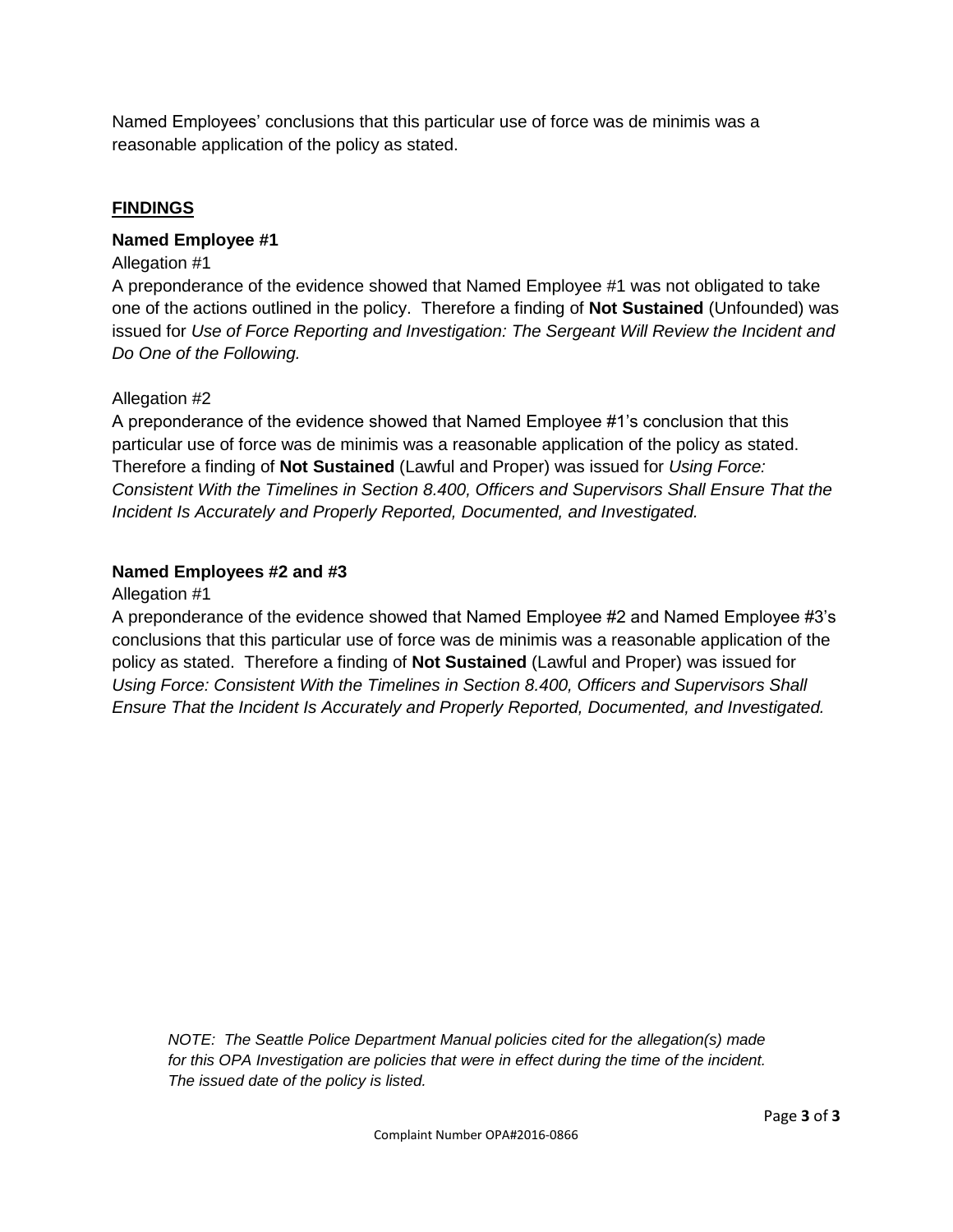Named Employees' conclusions that this particular use of force was de minimis was a reasonable application of the policy as stated.

## FINDINGS

### Named Employee #1

Allegation #1

A preponderance of the evidence showed that Named Employee #1 was not obligated to take one of the actions outlined in the policy. Therefore a finding of **Not Sustained** (Unfounded) was issued for *Use of Force Reporting and Investigation: The Sergeant Will Review the Incident and Do One of the Following.*

Allegation #2

A preponderance of the evidence showed that Named Employee #1's conclusion that this particular use of force was de minimis was a reasonable application of the policy as stated. Therefore a finding of **Not Sustained** (Lawful and Proper) was issued for *Using Force: Consistent With the Timelines in Section 8.400, Officers and Supervisors Shall Ensure That the Incident Is Accurately and Properly Reported, Documented, and Investigated.*

### Named Employees #2 and #3

Allegation #1

A preponderance of the evidence showed that Named Employee #2 and Named Employee #3's conclusions that this particular use of force was de minimis was a reasonable application of the policy as stated. Therefore a finding of **Not Sustained** (Lawful and Proper) was issued for *Using Force: Consistent With the Timelines in Section 8.400, Officers and Supervisors Shall Ensure That the Incident Is Accurately and Properly Reported, Documented, and Investigated.*

*NOTE: The Seattle Police Department Manual policies cited for the allegation(s) made for this OPA Investigation are policies that were in effect during the time of the incident. The issued date of the policy is listed.*

Complaint Number OPA#2016-0866